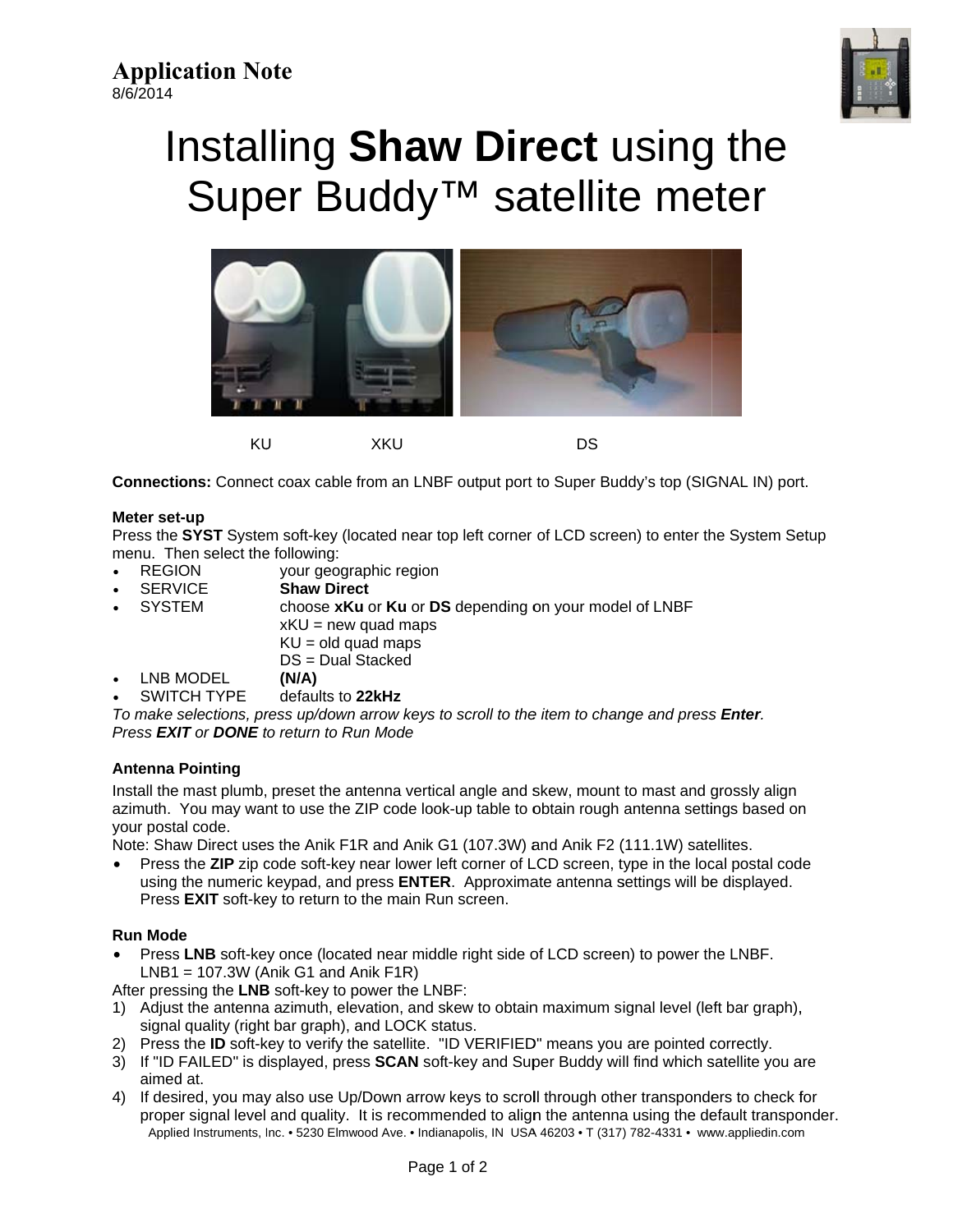**Application Note**
8/6/2014

# Installing **Shaw Direct** using the Super Buddy™ satellite meter

KU XKU DS

**Connections:** Connect coax cable from an LNBF output port to Super Buddy's top (SIGNAL IN) port.

### Meter set-up

Press the **SYST** System soft-key (located near top left corner of LCD screen) to enter the System Setup menu. Then select the following:

- REGION — your geographic region
- SERVICE — **Shaw Direct**
- SYSTEM — choose **xKu** or **Ku** or **DS** depending on your model of LNBF
  - xKU = new quad maps
  - KU = old quad maps
  - DS = Dual Stacked
- LNB MODEL — **(N/A)**
- SWITCH TYPE — defaults to **22kHz**

*To make selections, press up/down arrow keys to scroll to the item to change and press **Enter**.*
*Press **EXIT** or **DONE** to return to Run Mode*

### Antenna Pointing

Install the mast plumb, preset the antenna vertical angle and skew, mount to mast and grossly align azimuth. You may want to use the ZIP code look-up table to obtain rough antenna settings based on your postal code.
Note: Shaw Direct uses the Anik F1R and Anik G1 (107.3W) and Anik F2 (111.1W) satellites.

- Press the **ZIP** zip code soft-key near lower left corner of LCD screen, type in the local postal code using the numeric keypad, and press **ENTER**. Approximate antenna settings will be displayed. Press **EXIT** soft-key to return to the main Run screen.

### Run Mode

- Press **LNB** soft-key once (located near middle right side of LCD screen) to power the LNBF. LNB1 = 107.3W (Anik G1 and Anik F1R)

After pressing the **LNB** soft-key to power the LNBF:

1) Adjust the antenna azimuth, elevation, and skew to obtain maximum signal level (left bar graph), signal quality (right bar graph), and LOCK status.
2) Press the **ID** soft-key to verify the satellite. "ID VERIFIED" means you are pointed correctly.
3) If "ID FAILED" is displayed, press **SCAN** soft-key and Super Buddy will find which satellite you are aimed at.
4) If desired, you may also use Up/Down arrow keys to scroll through other transponders to check for proper signal level and quality. It is recommended to align the antenna using the default transponder.

Applied Instruments, Inc. • 5230 Elmwood Ave. • Indianapolis, IN USA 46203 • T (317) 782-4331 • www.appliedin.com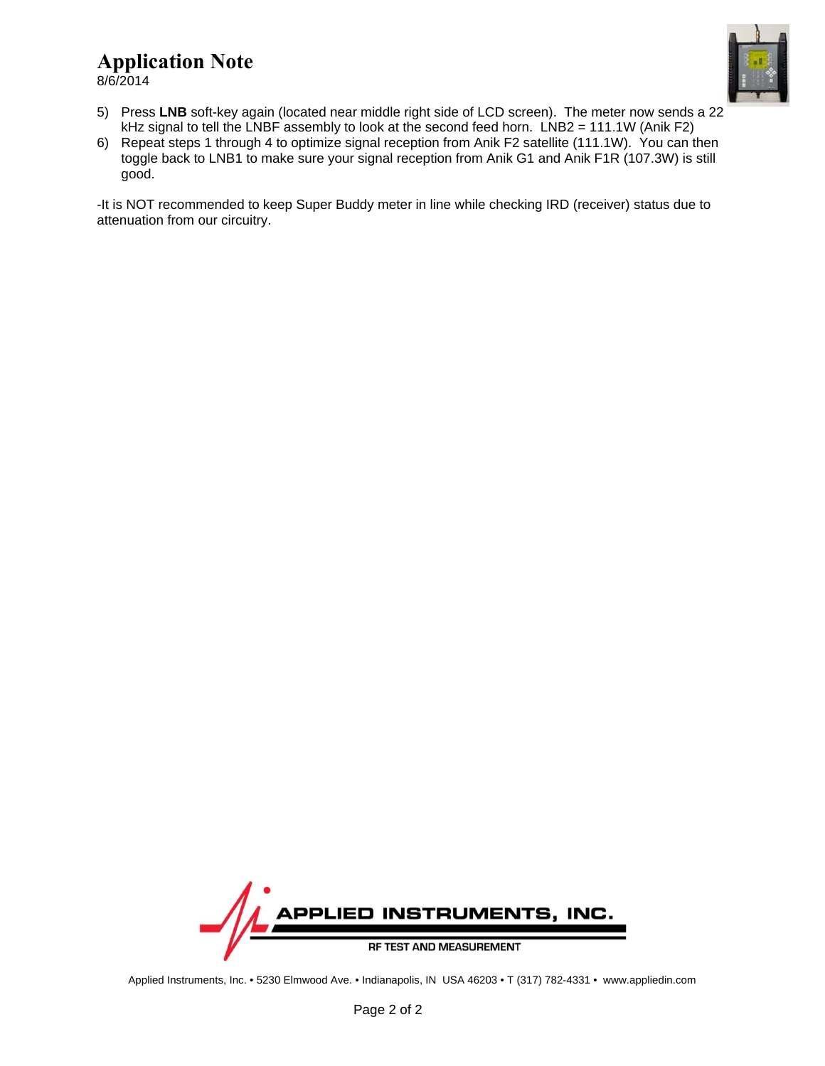# Application Note

8/6/2014

5) Press **LNB** soft-key again (located near middle right side of LCD screen). The meter now sends a 22 kHz signal to tell the LNBF assembly to look at the second feed horn. LNB2 = 111.1W (Anik F2)
6) Repeat steps 1 through 4 to optimize signal reception from Anik F2 satellite (111.1W). You can then toggle back to LNB1 to make sure your signal reception from Anik G1 and Anik F1R (107.3W) is still good.

-It is NOT recommended to keep Super Buddy meter in line while checking IRD (receiver) status due to attenuation from our circuitry.

APPLIED INSTRUMENTS, INC.

RF TEST AND MEASUREMENT

Applied Instruments, Inc. • 5230 Elmwood Ave. • Indianapolis, IN USA 46203 • T (317) 782-4331 • www.appliedin.com